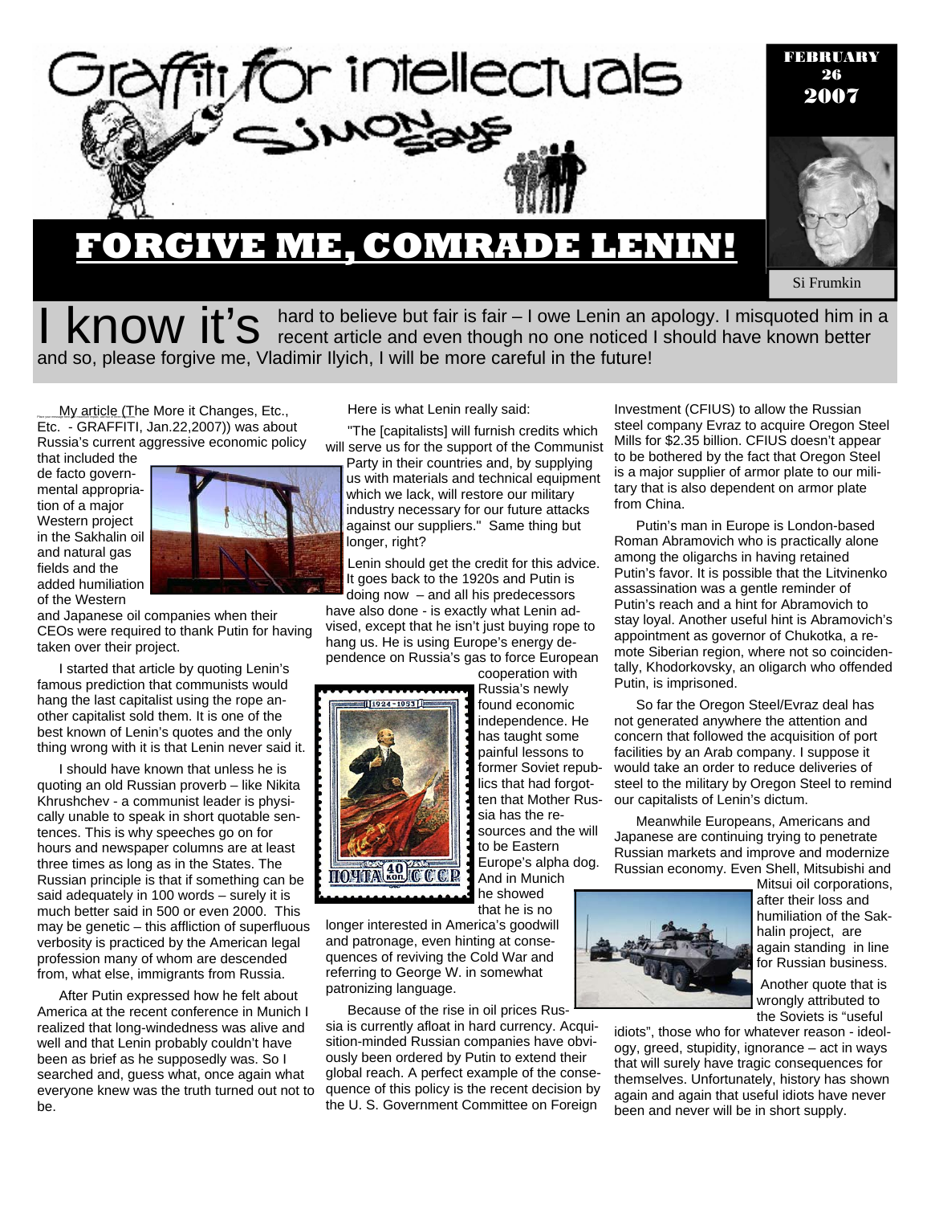# Graffiti for intellectuals

## Simon Says

FEBRUARY 26 2007

Si Frumkin

# FORGIVE ME, COMRADE LENIN!

I know it's hard to believe but fair is fair – I owe Lenin an apology. I misquoted him in a recent article and even though no one noticed I should have known better and so, please forgive me, Vladimir Ilyich, I will be more careful in the future!

My article (The More it Changes, Etc., Etc. - GRAFFITI, Jan.22,2007)) was about Russia's current aggressive economic policy that included the de facto governmental appropriation of a major Western project in the Sakhalin oil and natural gas fields and the added humiliation of the Western and Japanese oil companies when their CEOs were required to thank Putin for having taken over their project.

I started that article by quoting Lenin's famous prediction that communists would hang the last capitalist using the rope another capitalist sold them. It is one of the best known of Lenin's quotes and the only thing wrong with it is that Lenin never said it.

I should have known that unless he is quoting an old Russian proverb – like Nikita Khrushchev - a communist leader is physically unable to speak in short quotable sentences. This is why speeches go on for hours and newspaper columns are at least three times as long as in the States. The Russian principle is that if something can be said adequately in 100 words – surely it is much better said in 500 or even 2000. This may be genetic – this affliction of superfluous verbosity is practiced by the American legal profession many of whom are descended from, what else, immigrants from Russia.

After Putin expressed how he felt about America at the recent conference in Munich I realized that long-windedness was alive and well and that Lenin probably couldn't have been as brief as he supposedly was. So I searched and, guess what, once again what everyone knew was the truth turned out not to be.

Here is what Lenin really said:

"The [capitalists] will furnish credits which will serve us for the support of the Communist Party in their countries and, by supplying us with materials and technical equipment which we lack, will restore our military industry necessary for our future attacks against our suppliers." Same thing but longer, right?

Lenin should get the credit for this advice. It goes back to the 1920s and Putin is doing now – and all his predecessors have also done - is exactly what Lenin advised, except that he isn't just buying rope to hang us. He is using Europe's energy dependence on Russia's gas to force European cooperation with Russia's newly found economic independence. He has taught some painful lessons to former Soviet republics that had forgotten that Mother Russia has the resources and the will to be Eastern Europe's alpha dog. And in Munich he showed that he is no longer interested in America's goodwill and patronage, even hinting at consequences of reviving the Cold War and referring to George W. in somewhat patronizing language.

Because of the rise in oil prices Russia is currently afloat in hard currency. Acquisition-minded Russian companies have obviously been ordered by Putin to extend their global reach. A perfect example of the consequence of this policy is the recent decision by the U. S. Government Committee on Foreign Investment (CFIUS) to allow the Russian steel company Evraz to acquire Oregon Steel Mills for $2.35 billion. CFIUS doesn't appear to be bothered by the fact that Oregon Steel is a major supplier of armor plate to our military that is also dependent on armor plate from China.

Putin's man in Europe is London-based Roman Abramovich who is practically alone among the oligarchs in having retained Putin's favor. It is possible that the Litvinenko assassination was a gentle reminder of Putin's reach and a hint for Abramovich to stay loyal. Another useful hint is Abramovich's appointment as governor of Chukotka, a remote Siberian region, where not so coincidentally, Khodorkovsky, an oligarch who offended Putin, is imprisoned.

So far the Oregon Steel/Evraz deal has not generated anywhere the attention and concern that followed the acquisition of port facilities by an Arab company. I suppose it would take an order to reduce deliveries of steel to the military by Oregon Steel to remind our capitalists of Lenin's dictum.

Meanwhile Europeans, Americans and Japanese are continuing trying to penetrate Russian markets and improve and modernize Russian economy. Even Shell, Mitsubishi and Mitsui oil corporations, after their loss and humiliation of the Sakhalin project, are again standing in line for Russian business.

Another quote that is wrongly attributed to the Soviets is "useful idiots", those who for whatever reason - ideology, greed, stupidity, ignorance – act in ways that will surely have tragic consequences for themselves. Unfortunately, history has shown again and again that useful idiots have never been and never will be in short supply.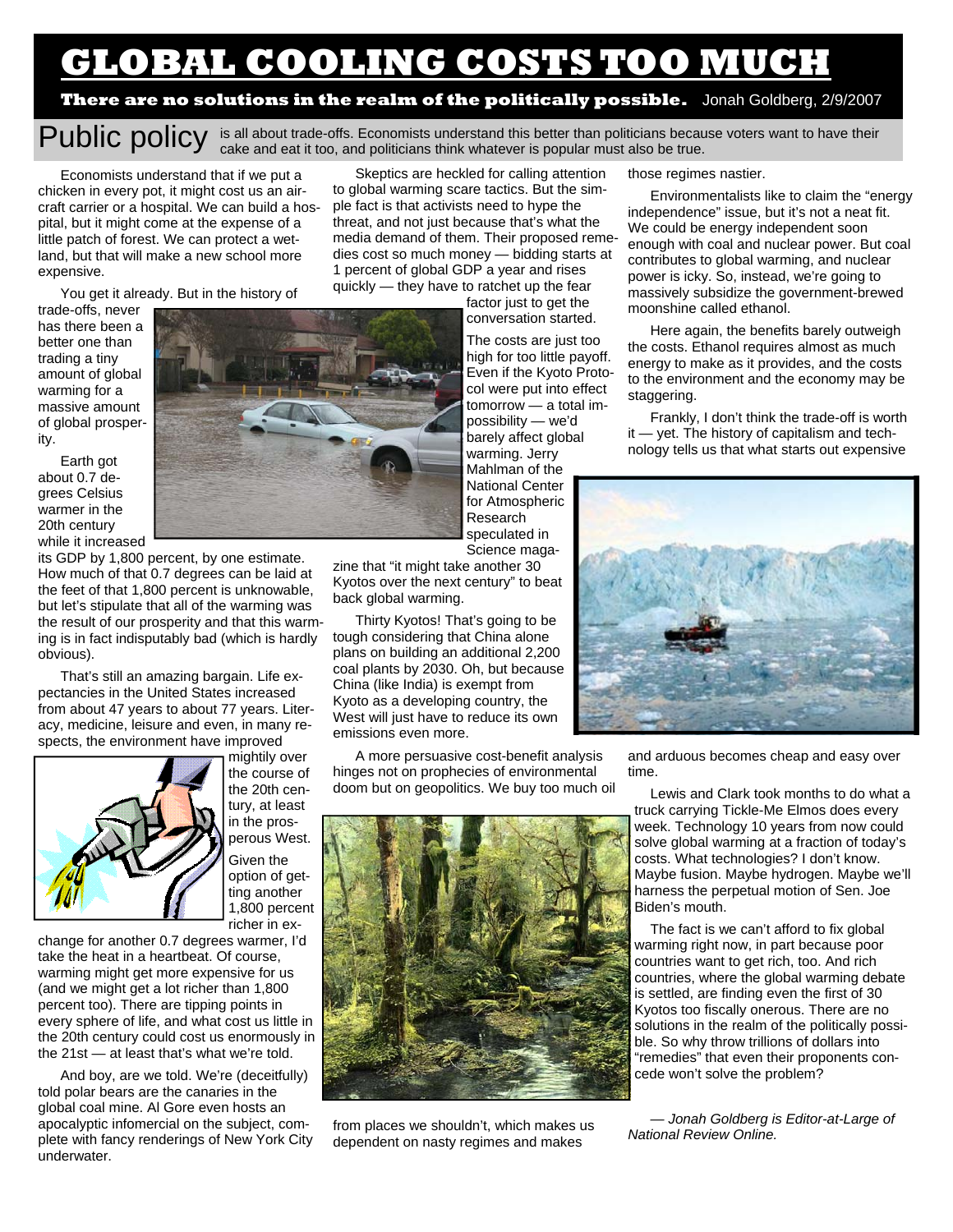# GLOBAL COOLING COSTS TOO MUCH

**There are no solutions in the realm of the politically possible.** Jonah Goldberg, 2/9/2007

Public policy is all about trade-offs. Economists understand this better than politicians because voters want to have their cake and eat it too, and politicians think whatever is popular must also be true.

Economists understand that if we put a chicken in every pot, it might cost us an aircraft carrier or a hospital. We can build a hospital, but it might come at the expense of a little patch of forest. We can protect a wetland, but that will make a new school more expensive.

You get it already. But in the history of trade-offs, never has there been a better one than trading a tiny amount of global warming for a massive amount of global prosperity.

Earth got about 0.7 degrees Celsius warmer in the 20th century while it increased its GDP by 1,800 percent, by one estimate. How much of that 0.7 degrees can be laid at the feet of that 1,800 percent is unknowable, but let's stipulate that all of the warming was the result of our prosperity and that this warming is in fact indisputably bad (which is hardly obvious).

That's still an amazing bargain. Life expectancies in the United States increased from about 47 years to about 77 years. Literacy, medicine, leisure and even, in many respects, the environment have improved mightily over the course of the 20th century, at least in the prosperous West. Given the option of getting another 1,800 percent richer in exchange for another 0.7 degrees warmer, I'd take the heat in a heartbeat. Of course, warming might get more expensive for us (and we might get a lot richer than 1,800 percent too). There are tipping points in every sphere of life, and what cost us little in the 20th century could cost us enormously in the 21st — at least that's what we're told.

And boy, are we told. We're (deceitfully) told polar bears are the canaries in the global coal mine. Al Gore even hosts an apocalyptic infomercial on the subject, complete with fancy renderings of New York City underwater.

Skeptics are heckled for calling attention to global warming scare tactics. But the simple fact is that activists need to hype the threat, and not just because that's what the media demand of them. Their proposed remedies cost so much money — bidding starts at 1 percent of global GDP a year and rises quickly — they have to ratchet up the fear factor just to get the conversation started.

The costs are just too high for too little payoff. Even if the Kyoto Protocol were put into effect tomorrow — a total impossibility — we'd barely affect global warming. Jerry Mahlman of the National Center for Atmospheric Research speculated in Science magazine that "it might take another 30 Kyotos over the next century" to beat back global warming.

Thirty Kyotos! That's going to be tough considering that China alone plans on building an additional 2,200 coal plants by 2030. Oh, but because China (like India) is exempt from Kyoto as a developing country, the West will just have to reduce its own emissions even more.

A more persuasive cost-benefit analysis hinges not on prophecies of environmental doom but on geopolitics. We buy too much oil from places we shouldn't, which makes us dependent on nasty regimes and makes those regimes nastier.

Environmentalists like to claim the "energy independence" issue, but it's not a neat fit. We could be energy independent soon enough with coal and nuclear power. But coal contributes to global warming, and nuclear power is icky. So, instead, we're going to massively subsidize the government-brewed moonshine called ethanol.

Here again, the benefits barely outweigh the costs. Ethanol requires almost as much energy to make as it provides, and the costs to the environment and the economy may be staggering.

Frankly, I don't think the trade-off is worth it — yet. The history of capitalism and technology tells us that what starts out expensive and arduous becomes cheap and easy over time.

Lewis and Clark took months to do what a truck carrying Tickle-Me Elmos does every week. Technology 10 years from now could solve global warming at a fraction of today's costs. What technologies? I don't know. Maybe fusion. Maybe hydrogen. Maybe we'll harness the perpetual motion of Sen. Joe Biden's mouth.

The fact is we can't afford to fix global warming right now, in part because poor countries want to get rich, too. And rich countries, where the global warming debate is settled, are finding even the first of 30 Kyotos too fiscally onerous. There are no solutions in the realm of the politically possible. So why throw trillions of dollars into "remedies" that even their proponents concede won't solve the problem?

*— Jonah Goldberg is Editor-at-Large of National Review Online.*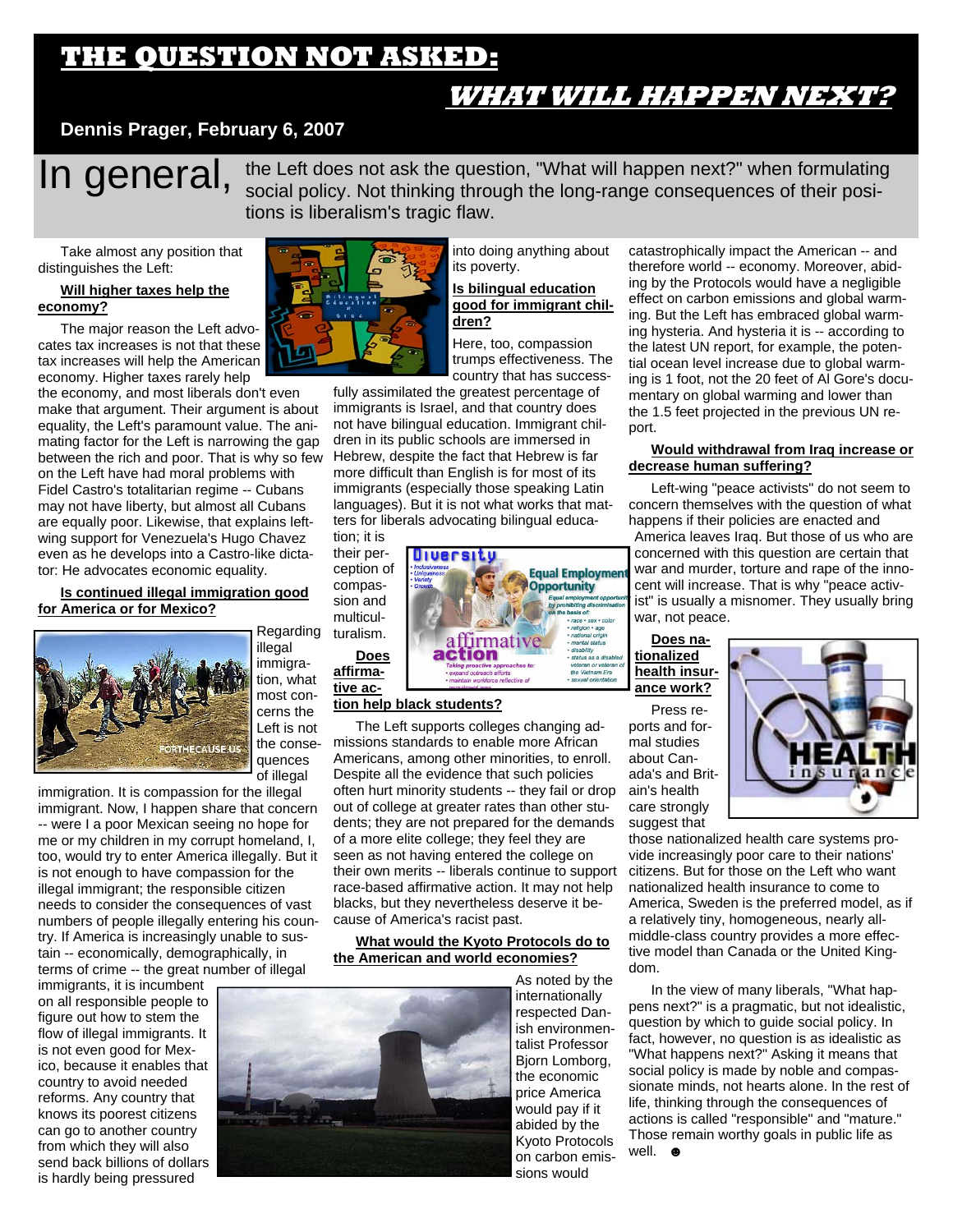# THE QUESTION NOT ASKED:

## WHAT WILL HAPPEN NEXT?

**Dennis Prager, February 6, 2007**

In general, the Left does not ask the question, "What will happen next?" when formulating social policy. Not thinking through the long-range consequences of their positions is liberalism's tragic flaw.

Take almost any position that distinguishes the Left:

**Will higher taxes help the economy?**

The major reason the Left advocates tax increases is not that these tax increases will help the American economy. Higher taxes rarely help the economy, and most liberals don't even make that argument. Their argument is about equality, the Left's paramount value. The animating factor for the Left is narrowing the gap between the rich and poor. That is why so few on the Left have had moral problems with Fidel Castro's totalitarian regime -- Cubans may not have liberty, but almost all Cubans are equally poor. Likewise, that explains left-wing support for Venezuela's Hugo Chavez even as he develops into a Castro-like dictator: He advocates economic equality.

**Is continued illegal immigration good for America or for Mexico?**

Regarding illegal immigration, what most concerns the Left is not the consequences of illegal immigration. It is compassion for the illegal immigrant. Now, I happen share that concern -- were I a poor Mexican seeing no hope for me or my children in my corrupt homeland, I, too, would try to enter America illegally. But it is not enough to have compassion for the illegal immigrant; the responsible citizen needs to consider the consequences of vast numbers of people illegally entering his country. If America is increasingly unable to sustain -- economically, demographically, in terms of crime -- the great number of illegal immigrants, it is incumbent on all responsible people to figure out how to stem the flow of illegal immigrants. It is not even good for Mexico, because it enables that country to avoid needed reforms. Any country that knows its poorest citizens can go to another country from which they will also send back billions of dollars is hardly being pressured into doing anything about its poverty.

**Is bilingual education good for immigrant children?**

Here, too, compassion trumps effectiveness. The country that has successfully assimilated the greatest percentage of immigrants is Israel, and that country does not have bilingual education. Immigrant children in its public schools are immersed in Hebrew, despite the fact that Hebrew is far more difficult than English is for most of its immigrants (especially those speaking Latin languages). But it is not what works that matters for liberals advocating bilingual education; it is their perception of compassion and multiculturalism.

**Does affirmative action help black students?**

The Left supports colleges changing admissions standards to enable more African Americans, among other minorities, to enroll. Despite all the evidence that such policies often hurt minority students -- they fail or drop out of college at greater rates than other students; they are not prepared for the demands of a more elite college; they feel they are seen as not having entered the college on their own merits -- liberals continue to support race-based affirmative action. It may not help blacks, but they nevertheless deserve it because of America's racist past.

**What would the Kyoto Protocols do to the American and world economies?**

As noted by the internationally respected Danish environmentalist Professor Bjorn Lomborg, the economic price America would pay if it abided by the Kyoto Protocols on carbon emissions would catastrophically impact the American -- and therefore world -- economy. Moreover, abiding by the Protocols would have a negligible effect on carbon emissions and global warming. But the Left has embraced global warming hysteria. And hysteria it is -- according to the latest UN report, for example, the potential ocean level increase due to global warming is 1 foot, not the 20 feet of Al Gore's documentary on global warming and lower than the 1.5 feet projected in the previous UN report.

**Would withdrawal from Iraq increase or decrease human suffering?**

Left-wing "peace activists" do not seem to concern themselves with the question of what happens if their policies are enacted and America leaves Iraq. But those of us who are concerned with this question are certain that war and murder, torture and rape of the innocent will increase. That is why "peace activist" is usually a misnomer. They usually bring war, not peace.

**Does nationalized health insurance work?**

Press reports and formal studies about Canada's and Britain's health care strongly suggest that those nationalized health care systems provide increasingly poor care to their nations' citizens. But for those on the Left who want nationalized health insurance to come to America, Sweden is the preferred model, as if a relatively tiny, homogeneous, nearly all-middle-class country provides a more effective model than Canada or the United Kingdom.

In the view of many liberals, "What happens next?" is a pragmatic, but not idealistic, question by which to guide social policy. In fact, however, no question is as idealistic as "What happens next?" Asking it means that social policy is made by noble and compassionate minds, not hearts alone. In the rest of life, thinking through the consequences of actions is called "responsible" and "mature." Those remain worthy goals in public life as well. ☻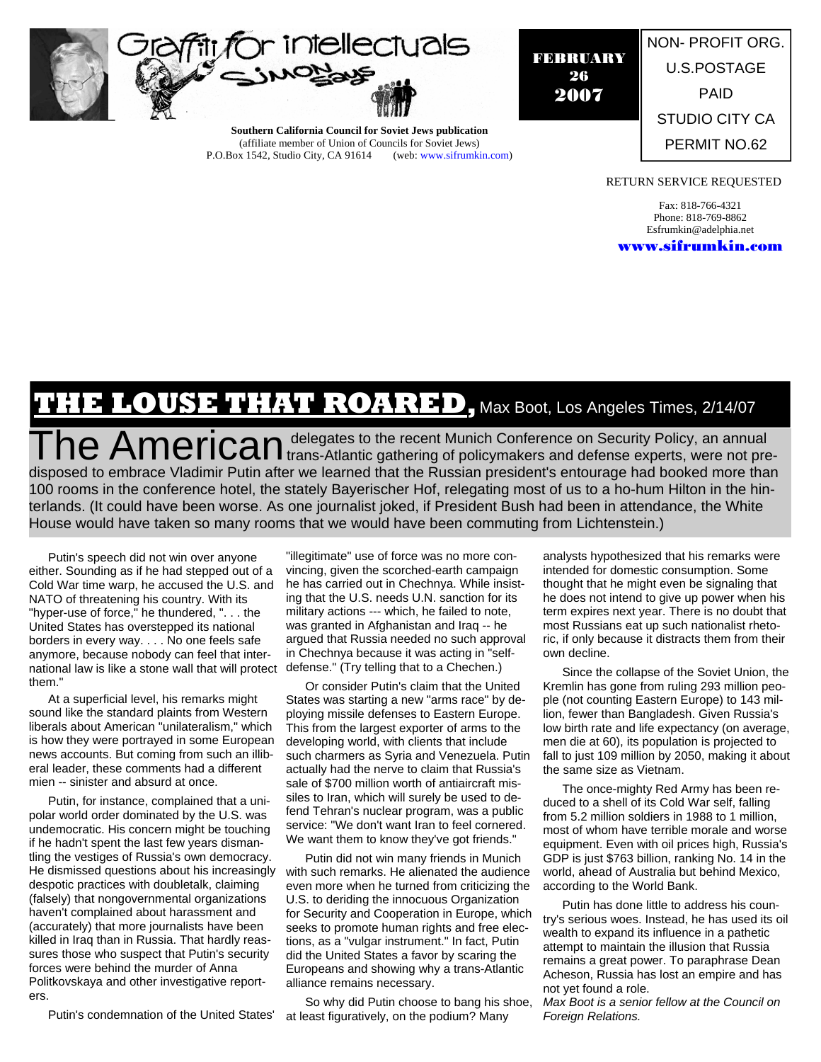Graffiti for intellectuals

SIMON says

**Southern California Council for Soviet Jews publication**
(affiliate member of Union of Councils for Soviet Jews)
P.O.Box 1542, Studio City, CA 91614 (web: www.sifrumkin.com)

**FEBRUARY 26 2007**

NON- PROFIT ORG.
U.S.POSTAGE
PAID
STUDIO CITY CA
PERMIT NO.62

RETURN SERVICE REQUESTED

Fax: 818-766-4321
Phone: 818-769-8862
Esfrumkin@adelphia.net
**www.sifrumkin.com**

# THE LOUSE THAT ROARED, Max Boot, Los Angeles Times, 2/14/07

The American delegates to the recent Munich Conference on Security Policy, an annual trans-Atlantic gathering of policymakers and defense experts, were not predisposed to embrace Vladimir Putin after we learned that the Russian president's entourage had booked more than 100 rooms in the conference hotel, the stately Bayerischer Hof, relegating most of us to a ho-hum Hilton in the hinterlands. (It could have been worse. As one journalist joked, if President Bush had been in attendance, the White House would have taken so many rooms that we would have been commuting from Lichtenstein.)

Putin's speech did not win over anyone either. Sounding as if he had stepped out of a Cold War time warp, he accused the U.S. and NATO of threatening his country. With its "hyper-use of force," he thundered, ". . . the United States has overstepped its national borders in every way. . . . No one feels safe anymore, because nobody can feel that international law is like a stone wall that will protect them."

At a superficial level, his remarks might sound like the standard plaints from Western liberals about American "unilateralism," which is how they were portrayed in some European news accounts. But coming from such an illiberal leader, these comments had a different mien -- sinister and absurd at once.

Putin, for instance, complained that a unipolar world order dominated by the U.S. was undemocratic. His concern might be touching if he hadn't spent the last few years dismantling the vestiges of Russia's own democracy. He dismissed questions about his increasingly despotic practices with doubletalk, claiming (falsely) that nongovernmental organizations haven't complained about harassment and (accurately) that more journalists have been killed in Iraq than in Russia. That hardly reassures those who suspect that Putin's security forces were behind the murder of Anna Politkovskaya and other investigative reporters.

Putin's condemnation of the United States' "illegitimate" use of force was no more convincing, given the scorched-earth campaign he has carried out in Chechnya. While insisting that the U.S. needs U.N. sanction for its military actions --- which, he failed to note, was granted in Afghanistan and Iraq -- he argued that Russia needed no such approval in Chechnya because it was acting in "self-defense." (Try telling that to a Chechen.)

Or consider Putin's claim that the United States was starting a new "arms race" by deploying missile defenses to Eastern Europe. This from the largest exporter of arms to the developing world, with clients that include such charmers as Syria and Venezuela. Putin actually had the nerve to claim that Russia's sale of $700 million worth of antiaircraft missiles to Iran, which will surely be used to defend Tehran's nuclear program, was a public service: "We don't want Iran to feel cornered. We want them to know they've got friends."

Putin did not win many friends in Munich with such remarks. He alienated the audience even more when he turned from criticizing the U.S. to deriding the innocuous Organization for Security and Cooperation in Europe, which seeks to promote human rights and free elections, as a "vulgar instrument." In fact, Putin did the United States a favor by scaring the Europeans and showing why a trans-Atlantic alliance remains necessary.

So why did Putin choose to bang his shoe, at least figuratively, on the podium? Many analysts hypothesized that his remarks were intended for domestic consumption. Some thought that he might even be signaling that he does not intend to give up power when his term expires next year. There is no doubt that most Russians eat up such nationalist rhetoric, if only because it distracts them from their own decline.

Since the collapse of the Soviet Union, the Kremlin has gone from ruling 293 million people (not counting Eastern Europe) to 143 million, fewer than Bangladesh. Given Russia's low birth rate and life expectancy (on average, men die at 60), its population is projected to fall to just 109 million by 2050, making it about the same size as Vietnam.

The once-mighty Red Army has been reduced to a shell of its Cold War self, falling from 5.2 million soldiers in 1988 to 1 million, most of whom have terrible morale and worse equipment. Even with oil prices high, Russia's GDP is just $763 billion, ranking No. 14 in the world, ahead of Australia but behind Mexico, according to the World Bank.

Putin has done little to address his country's serious woes. Instead, he has used its oil wealth to expand its influence in a pathetic attempt to maintain the illusion that Russia remains a great power. To paraphrase Dean Acheson, Russia has lost an empire and has not yet found a role.

*Max Boot is a senior fellow at the Council on Foreign Relations.*